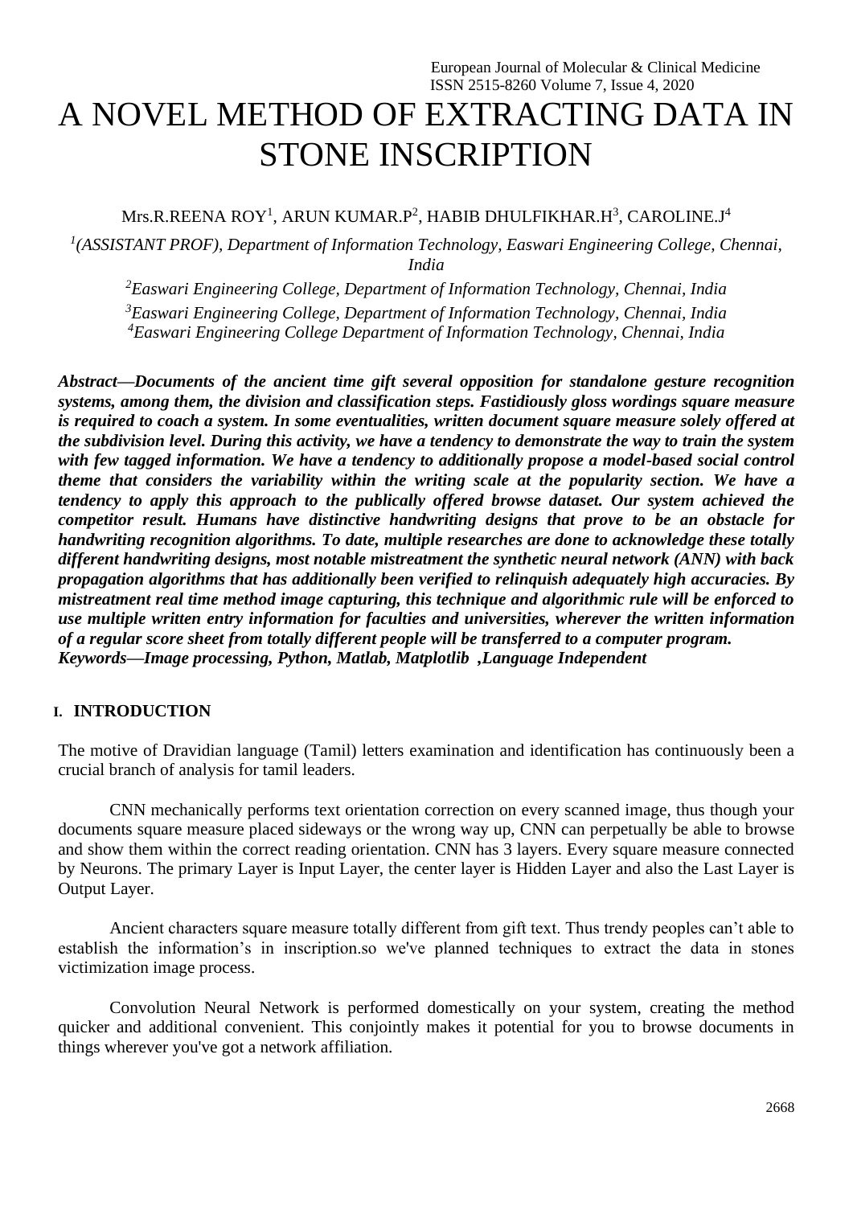# A NOVEL METHOD OF EXTRACTING DATA IN STONE INSCRIPTION

Mrs.R.REENA ROY[1], ARUN KUMAR.P[2], HABIB DHULFIKHAR.H[3], CAROLINE.J[4]

[1]*(ASSISTANT PROF), Department of Information Technology, Easwari Engineering College, Chennai, India*

[2]*Easwari Engineering College, Department of Information Technology, Chennai, India*

[3]*Easwari Engineering College, Department of Information Technology, Chennai, India*

[4]*Easwari Engineering College Department of Information Technology, Chennai, India*

***Abstract*—Documents of the ancient time gift several opposition for standalone gesture recognition systems, among them, the division and classification steps. Fastidiously gloss wordings square measure is required to coach a system. In some eventualities, written document square measure solely offered at the subdivision level. During this activity, we have a tendency to demonstrate the way to train the system with few tagged information. We have a tendency to additionally propose a model-based social control theme that considers the variability within the writing scale at the popularity section. We have a tendency to apply this approach to the publically offered browse dataset. Our system achieved the competitor result. Humans have distinctive handwriting designs that prove to be an obstacle for handwriting recognition algorithms. To date, multiple researches are done to acknowledge these totally different handwriting designs, most notable mistreatment the synthetic neural network (ANN) with back propagation algorithms that has additionally been verified to relinquish adequately high accuracies. By mistreatment real time method image capturing, this technique and algorithmic rule will be enforced to use multiple written entry information for faculties and universities, wherever the written information of a regular score sheet from totally different people will be transferred to a computer program.**

***Keywords*—Image processing, Python, Matlab, Matplotlib ,Language Independent**

## I. INTRODUCTION

The motive of Dravidian language (Tamil) letters examination and identification has continuously been a crucial branch of analysis for tamil leaders.

CNN mechanically performs text orientation correction on every scanned image, thus though your documents square measure placed sideways or the wrong way up, CNN can perpetually be able to browse and show them within the correct reading orientation. CNN has 3 layers. Every square measure connected by Neurons. The primary Layer is Input Layer, the center layer is Hidden Layer and also the Last Layer is Output Layer.

Ancient characters square measure totally different from gift text. Thus trendy peoples can't able to establish the information's in inscription.so we've planned techniques to extract the data in stones victimization image process.

Convolution Neural Network is performed domestically on your system, creating the method quicker and additional convenient. This conjointly makes it potential for you to browse documents in things wherever you've got a network affiliation.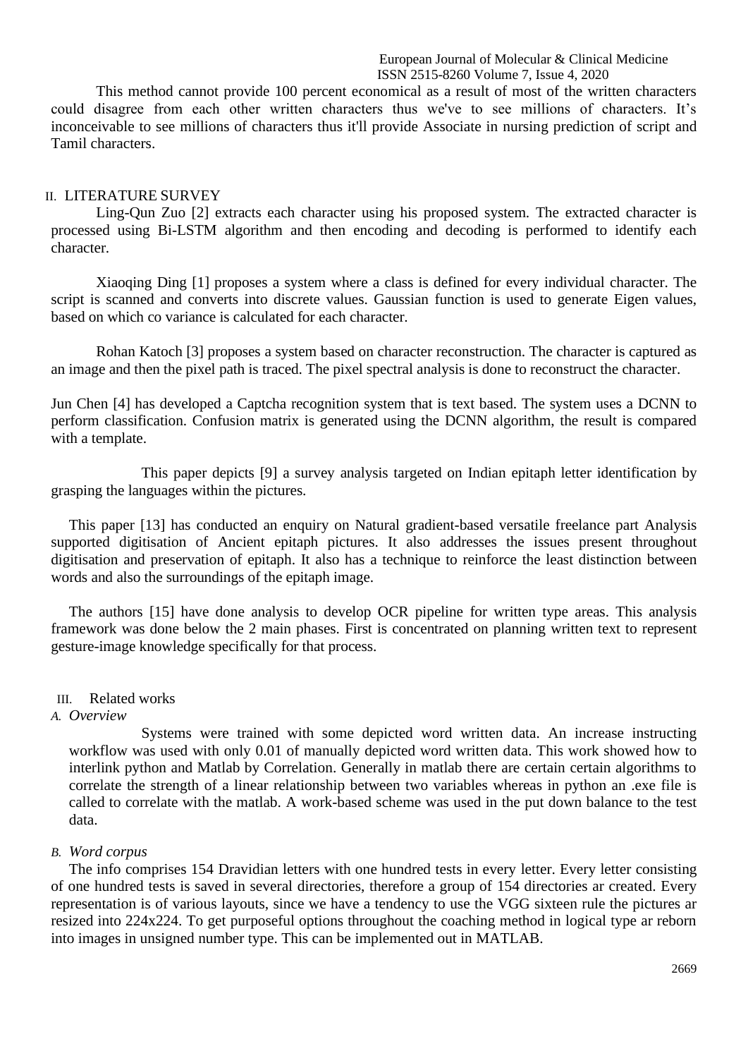This method cannot provide 100 percent economical as a result of most of the written characters could disagree from each other written characters thus we've to see millions of characters. It's inconceivable to see millions of characters thus it'll provide Associate in nursing prediction of script and Tamil characters.

## II. LITERATURE SURVEY

Ling-Qun Zuo [2] extracts each character using his proposed system. The extracted character is processed using Bi-LSTM algorithm and then encoding and decoding is performed to identify each character.

Xiaoqing Ding [1] proposes a system where a class is defined for every individual character. The script is scanned and converts into discrete values. Gaussian function is used to generate Eigen values, based on which co variance is calculated for each character.

Rohan Katoch [3] proposes a system based on character reconstruction. The character is captured as an image and then the pixel path is traced. The pixel spectral analysis is done to reconstruct the character.

Jun Chen [4] has developed a Captcha recognition system that is text based. The system uses a DCNN to perform classification. Confusion matrix is generated using the DCNN algorithm, the result is compared with a template.

This paper depicts [9] a survey analysis targeted on Indian epitaph letter identification by grasping the languages within the pictures.

This paper [13] has conducted an enquiry on Natural gradient-based versatile freelance part Analysis supported digitisation of Ancient epitaph pictures. It also addresses the issues present throughout digitisation and preservation of epitaph. It also has a technique to reinforce the least distinction between words and also the surroundings of the epitaph image.

The authors [15] have done analysis to develop OCR pipeline for written type areas. This analysis framework was done below the 2 main phases. First is concentrated on planning written text to represent gesture-image knowledge specifically for that process.

## III. Related works

### A. *Overview*

Systems were trained with some depicted word written data. An increase instructing workflow was used with only 0.01 of manually depicted word written data. This work showed how to interlink python and Matlab by Correlation. Generally in matlab there are certain certain algorithms to correlate the strength of a linear relationship between two variables whereas in python an .exe file is called to correlate with the matlab. A work-based scheme was used in the put down balance to the test data.

### B. *Word corpus*

The info comprises 154 Dravidian letters with one hundred tests in every letter. Every letter consisting of one hundred tests is saved in several directories, therefore a group of 154 directories ar created. Every representation is of various layouts, since we have a tendency to use the VGG sixteen rule the pictures ar resized into 224x224. To get purposeful options throughout the coaching method in logical type ar reborn into images in unsigned number type. This can be implemented out in MATLAB.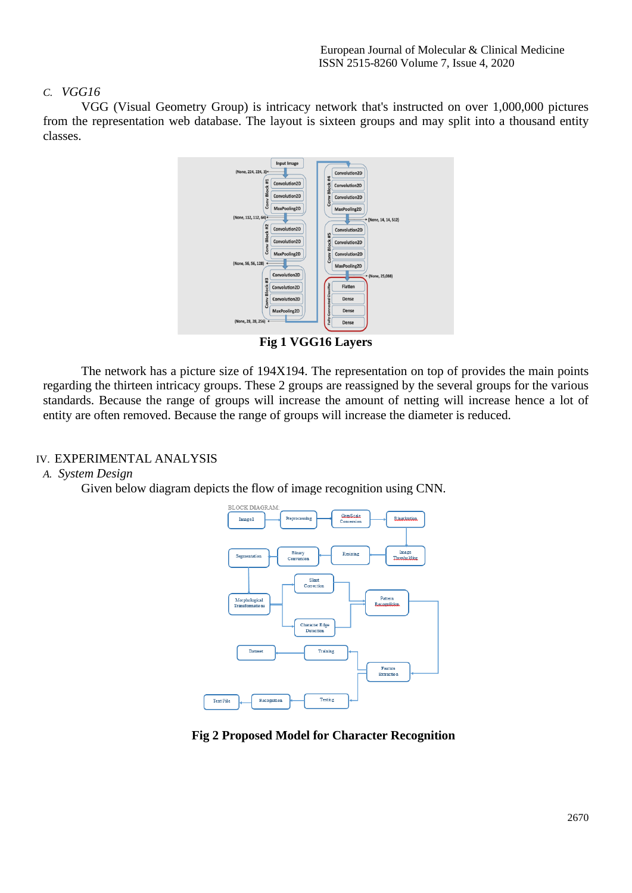### C. *VGG16*

VGG (Visual Geometry Group) is intricacy network that's instructed on over 1,000,000 pictures from the representation web database. The layout is sixteen groups and may split into a thousand entity classes.

**Fig 1 VGG16 Layers**

The network has a picture size of 194X194. The representation on top of provides the main points regarding the thirteen intricacy groups. These 2 groups are reassigned by the several groups for the various standards. Because the range of groups will increase the amount of netting will increase hence a lot of entity are often removed. Because the range of groups will increase the diameter is reduced.

## IV. EXPERIMENTAL ANALYSIS

### A. *System Design*

Given below diagram depicts the flow of image recognition using CNN.

**Fig 2 Proposed Model for Character Recognition**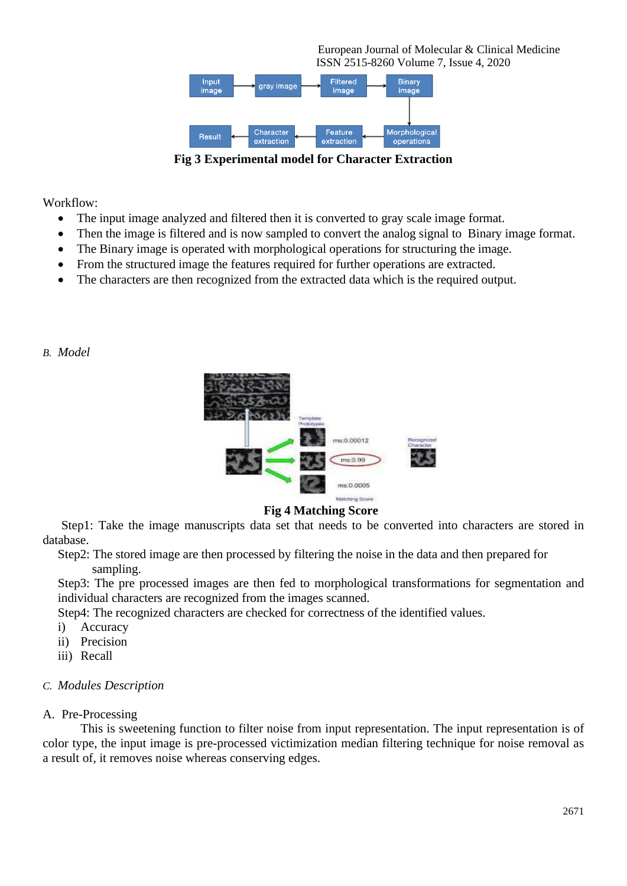Fig 3 Experimental model for Character Extraction

Workflow:

- The input image analyzed and filtered then it is converted to gray scale image format.
- Then the image is filtered and is now sampled to convert the analog signal to Binary image format.
- The Binary image is operated with morphological operations for structuring the image.
- From the structured image the features required for further operations are extracted.
- The characters are then recognized from the extracted data which is the required output.

### B. *Model*

Fig 4 Matching Score

Step1: Take the image manuscripts data set that needs to be converted into characters are stored in database.

Step2: The stored image are then processed by filtering the noise in the data and then prepared for sampling.

Step3: The pre processed images are then fed to morphological transformations for segmentation and individual characters are recognized from the images scanned.

Step4: The recognized characters are checked for correctness of the identified values.

i) Accuracy

ii) Precision

iii) Recall

### C. *Modules Description*

A. Pre-Processing

This is sweetening function to filter noise from input representation. The input representation is of color type, the input image is pre-processed victimization median filtering technique for noise removal as a result of, it removes noise whereas conserving edges.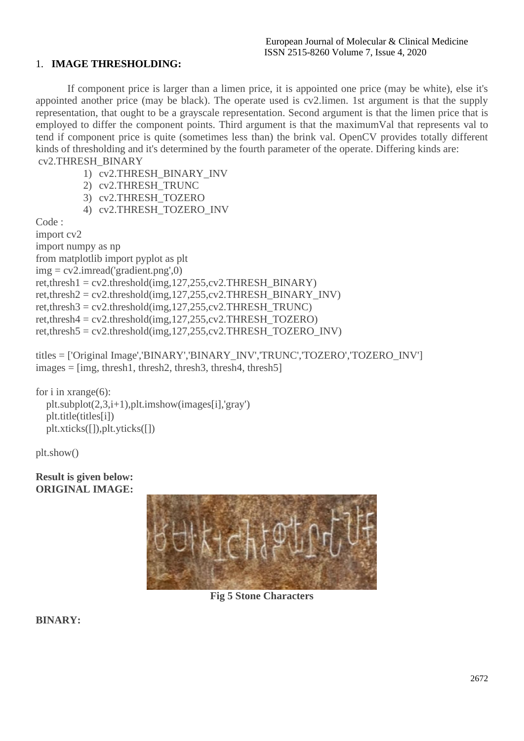## 1. **IMAGE THRESHOLDING:**

If component price is larger than a limen price, it is appointed one price (may be white), else it's appointed another price (may be black). The operate used is cv2.limen. 1st argument is that the supply representation, that ought to be a grayscale representation. Second argument is that the limen price that is employed to differ the component points. Third argument is that the maximumVal that represents val to tend if component price is quite (sometimes less than) the brink val. OpenCV provides totally different kinds of thresholding and it's determined by the fourth parameter of the operate. Differing kinds are:

cv2.THRESH_BINARY

1) cv2.THRESH_BINARY_INV
2) cv2.THRESH_TRUNC
3) cv2.THRESH_TOZERO
4) cv2.THRESH_TOZERO_INV

Code :

```
import cv2
import numpy as np
from matplotlib import pyplot as plt
img = cv2.imread('gradient.png',0)
ret,thresh1 = cv2.threshold(img,127,255,cv2.THRESH_BINARY)
ret,thresh2 = cv2.threshold(img,127,255,cv2.THRESH_BINARY_INV)
ret,thresh3 = cv2.threshold(img,127,255,cv2.THRESH_TRUNC)
ret,thresh4 = cv2.threshold(img,127,255,cv2.THRESH_TOZERO)
ret,thresh5 = cv2.threshold(img,127,255,cv2.THRESH_TOZERO_INV)

titles = ['Original Image','BINARY','BINARY_INV','TRUNC','TOZERO','TOZERO_INV']
images = [img, thresh1, thresh2, thresh3, thresh4, thresh5]

for i in xrange(6):
   plt.subplot(2,3,i+1),plt.imshow(images[i],'gray')
   plt.title(titles[i])
   plt.xticks([]),plt.yticks([])

plt.show()
```

**Result is given below:**
**ORIGINAL IMAGE:**

**Fig 5 Stone Characters**

**BINARY:**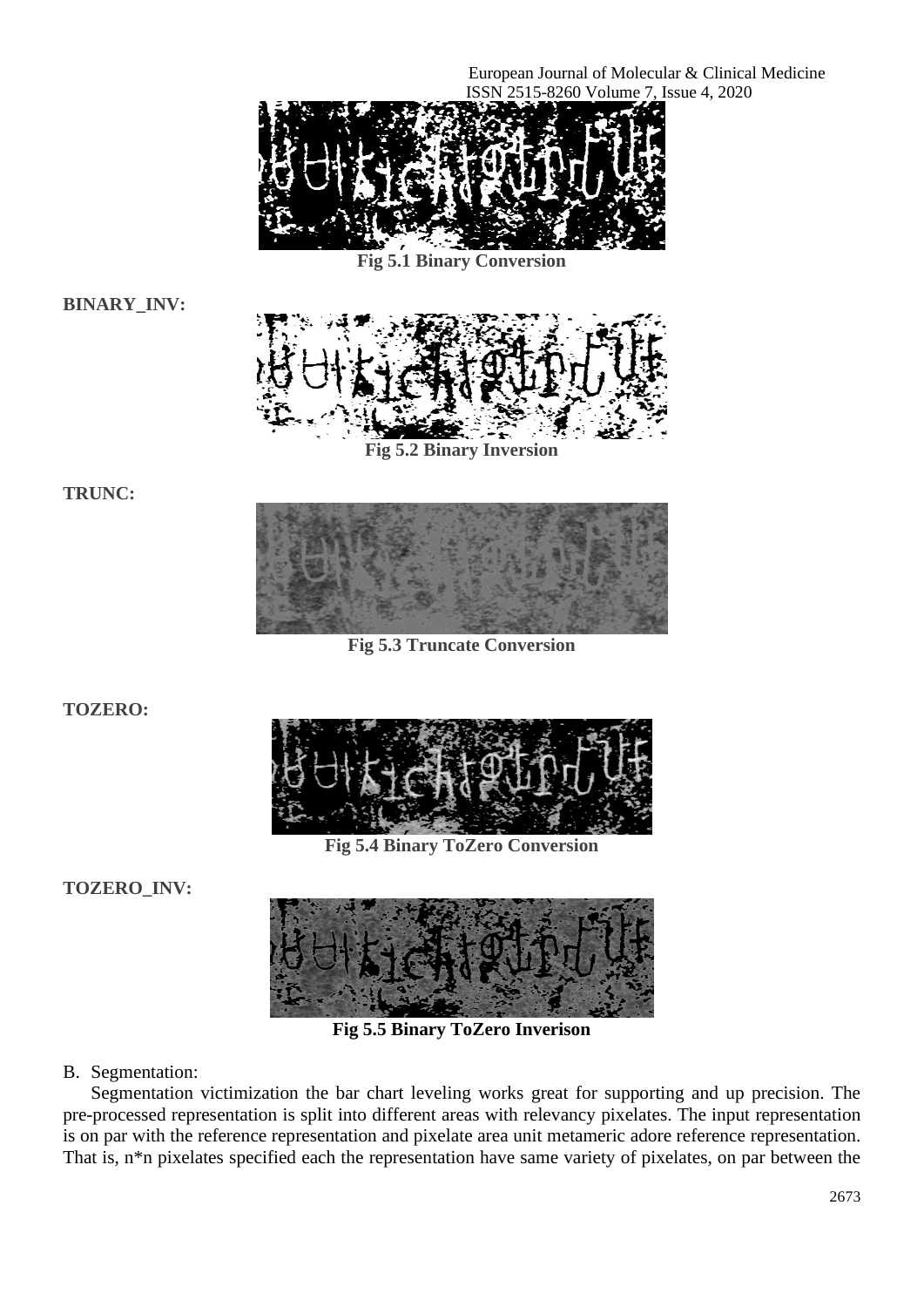Fig 5.1 Binary Conversion

**BINARY_INV:**

Fig 5.2 Binary Inversion

**TRUNC:**

Fig 5.3 Truncate Conversion

**TOZERO:**

Fig 5.4 Binary ToZero Conversion

**TOZERO_INV:**

Fig 5.5 Binary ToZero Inverison

B. Segmentation:

Segmentation victimization the bar chart leveling works great for supporting and up precision. The pre-processed representation is split into different areas with relevancy pixelates. The input representation is on par with the reference representation and pixelate area unit metameric adore reference representation. That is, n*n pixelates specified each the representation have same variety of pixelates, on par between the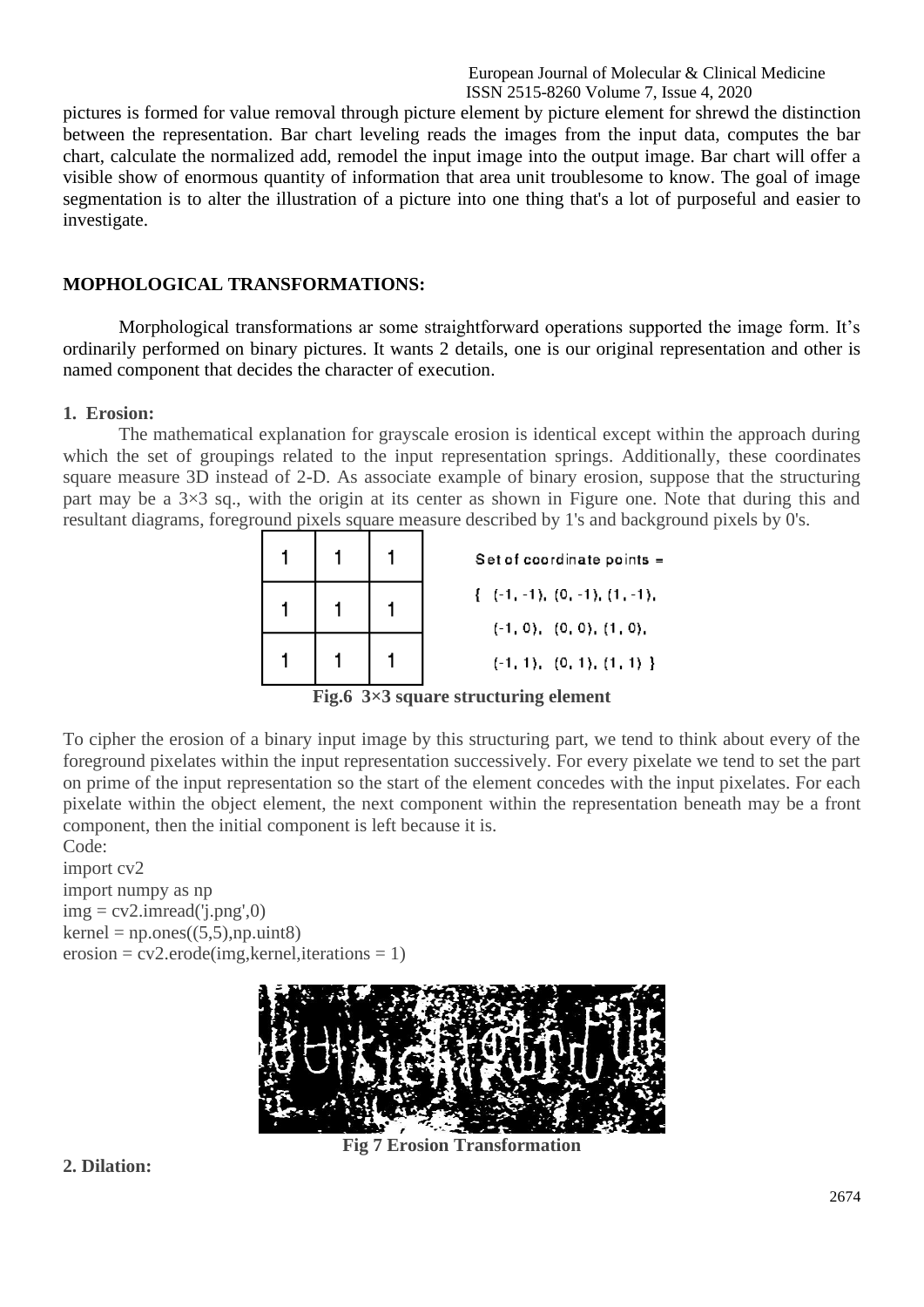pictures is formed for value removal through picture element by picture element for shrewd the distinction between the representation. Bar chart leveling reads the images from the input data, computes the bar chart, calculate the normalized add, remodel the input image into the output image. Bar chart will offer a visible show of enormous quantity of information that area unit troublesome to know. The goal of image segmentation is to alter the illustration of a picture into one thing that's a lot of purposeful and easier to investigate.

## MOPHOLOGICAL TRANSFORMATIONS:

Morphological transformations ar some straightforward operations supported the image form. It's ordinarily performed on binary pictures. It wants 2 details, one is our original representation and other is named component that decides the character of execution.

### 1. Erosion:

The mathematical explanation for grayscale erosion is identical except within the approach during which the set of groupings related to the input representation springs. Additionally, these coordinates square measure 3D instead of 2-D. As associate example of binary erosion, suppose that the structuring part may be a 3×3 sq., with the origin at its center as shown in Figure one. Note that during this and resultant diagrams, foreground pixels square measure described by 1's and background pixels by 0's.

| 1 | 1 | 1 |
|---|---|---|
| 1 | 1 | 1 |
| 1 | 1 | 1 |

Set of coordinate points = { (-1, -1), (0, -1), (1, -1), (-1, 0), (0, 0), (1, 0), (-1, 1), (0, 1), (1, 1) }

**Fig.6 3×3 square structuring element**

To cipher the erosion of a binary input image by this structuring part, we tend to think about every of the foreground pixelates within the input representation successively. For every pixelate we tend to set the part on prime of the input representation so the start of the element concedes with the input pixelates. For each pixelate within the object element, the next component within the representation beneath may be a front component, then the initial component is left because it is.

Code:

```
import cv2
import numpy as np
img = cv2.imread('j.png',0)
kernel = np.ones((5,5),np.uint8)
erosion = cv2.erode(img,kernel,iterations = 1)
```

**Fig 7 Erosion Transformation**

### 2. Dilation: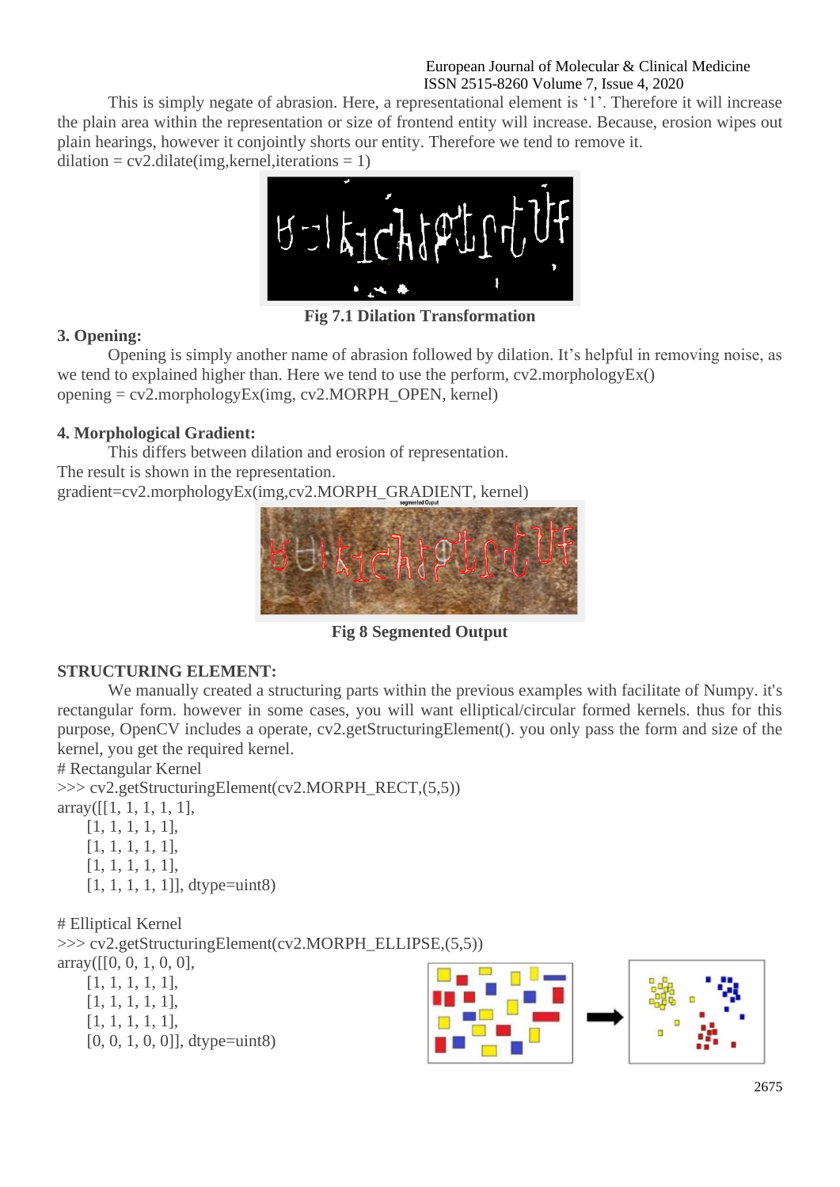This is simply negate of abrasion. Here, a representational element is '1'. Therefore it will increase the plain area within the representation or size of frontend entity will increase. Because, erosion wipes out plain hearings, however it conjointly shorts our entity. Therefore we tend to remove it.

```
dilation = cv2.dilate(img,kernel,iterations = 1)
```

Fig 7.1 Dilation Transformation

**3. Opening:**

Opening is simply another name of abrasion followed by dilation. It's helpful in removing noise, as we tend to explained higher than. Here we tend to use the perform, cv2.morphologyEx()

```
opening = cv2.morphologyEx(img, cv2.MORPH_OPEN, kernel)
```

**4. Morphological Gradient:**

This differs between dilation and erosion of representation.
The result is shown in the representation.

```
gradient=cv2.morphologyEx(img,cv2.MORPH_GRADIENT, kernel)
```

Fig 8 Segmented Output

**STRUCTURING ELEMENT:**

We manually created a structuring parts within the previous examples with facilitate of Numpy. it's rectangular form. however in some cases, you will want elliptical/circular formed kernels. thus for this purpose, OpenCV includes a operate, cv2.getStructuringElement(). you only pass the form and size of the kernel, you get the required kernel.

```
# Rectangular Kernel
>>> cv2.getStructuringElement(cv2.MORPH_RECT,(5,5))
array([[1, 1, 1, 1, 1],
       [1, 1, 1, 1, 1],
       [1, 1, 1, 1, 1],
       [1, 1, 1, 1, 1],
       [1, 1, 1, 1, 1]], dtype=uint8)

# Elliptical Kernel
>>> cv2.getStructuringElement(cv2.MORPH_ELLIPSE,(5,5))
array([[0, 0, 1, 0, 0],
       [1, 1, 1, 1, 1],
       [1, 1, 1, 1, 1],
       [1, 1, 1, 1, 1],
       [0, 0, 1, 0, 0]], dtype=uint8)
```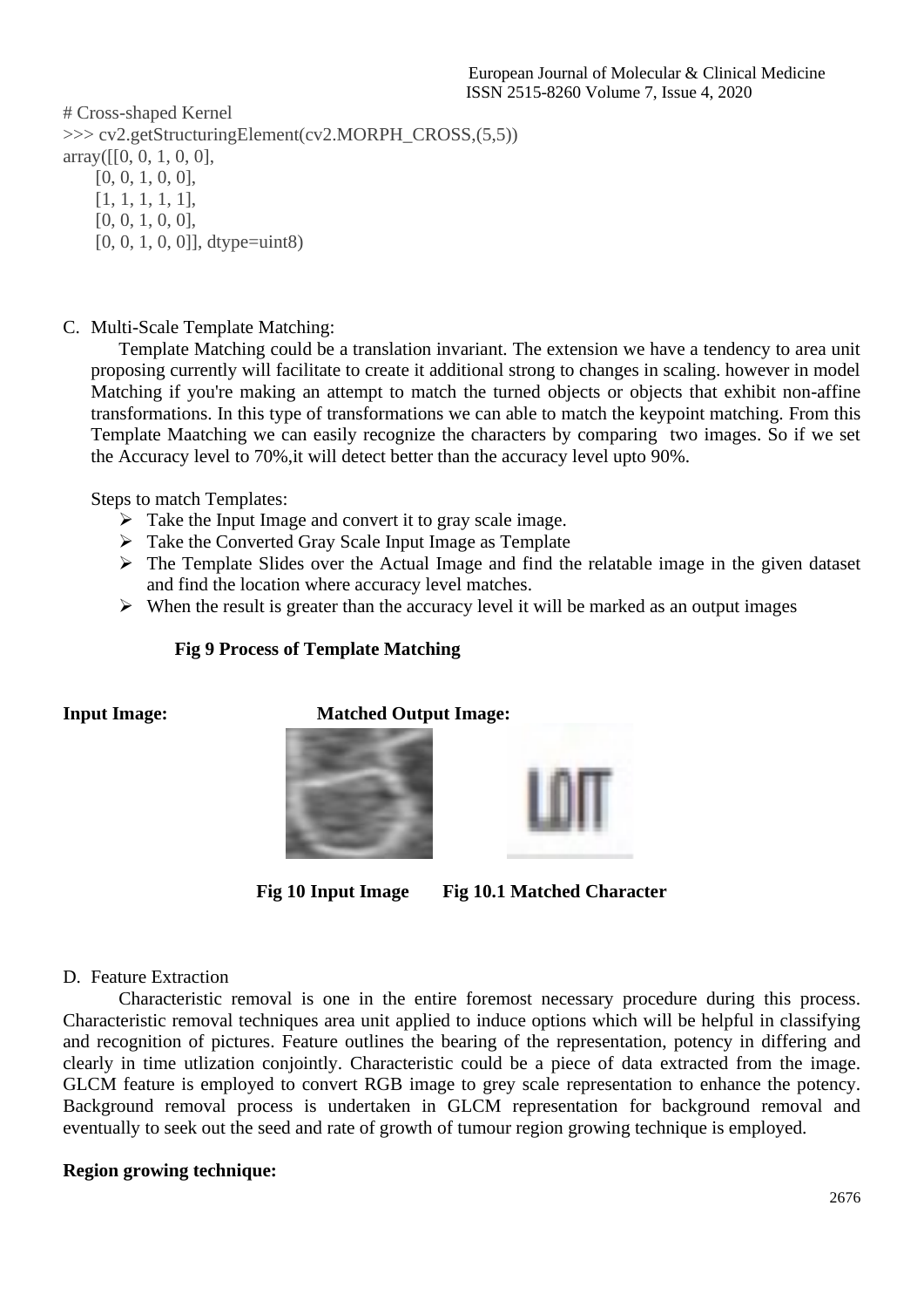```
# Cross-shaped Kernel
>>> cv2.getStructuringElement(cv2.MORPH_CROSS,(5,5))
array([[0, 0, 1, 0, 0],
       [0, 0, 1, 0, 0],
       [1, 1, 1, 1, 1],
       [0, 0, 1, 0, 0],
       [0, 0, 1, 0, 0]], dtype=uint8)
```

C. Multi-Scale Template Matching:

Template Matching could be a translation invariant. The extension we have a tendency to area unit proposing currently will facilitate to create it additional strong to changes in scaling. however in model Matching if you're making an attempt to match the turned objects or objects that exhibit non-affine transformations. In this type of transformations we can able to match the keypoint matching. From this Template Maatching we can easily recognize the characters by comparing two images. So if we set the Accuracy level to 70%,it will detect better than the accuracy level upto 90%.

Steps to match Templates:

- Take the Input Image and convert it to gray scale image.
- Take the Converted Gray Scale Input Image as Template
- The Template Slides over the Actual Image and find the relatable image in the given dataset and find the location where accuracy level matches.
- When the result is greater than the accuracy level it will be marked as an output images

**Fig 9 Process of Template Matching**

**Input Image:** **Matched Output Image:**

**Fig 10 Input Image** **Fig 10.1 Matched Character**

D. Feature Extraction

Characteristic removal is one in the entire foremost necessary procedure during this process. Characteristic removal techniques area unit applied to induce options which will be helpful in classifying and recognition of pictures. Feature outlines the bearing of the representation, potency in differing and clearly in time utlization conjointly. Characteristic could be a piece of data extracted from the image. GLCM feature is employed to convert RGB image to grey scale representation to enhance the potency. Background removal process is undertaken in GLCM representation for background removal and eventually to seek out the seed and rate of growth of tumour region growing technique is employed.

**Region growing technique:**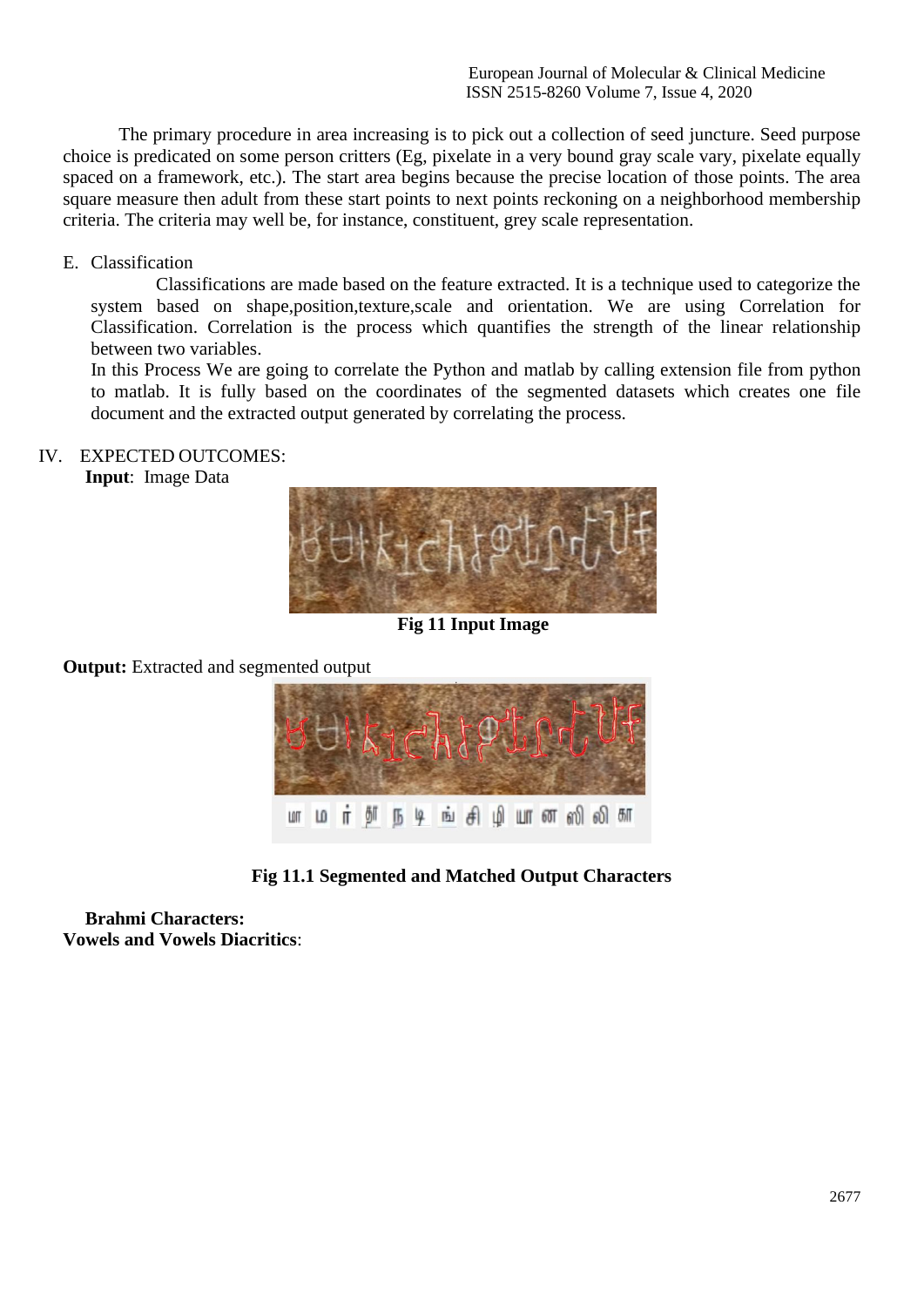The primary procedure in area increasing is to pick out a collection of seed juncture. Seed purpose choice is predicated on some person critters (Eg, pixelate in a very bound gray scale vary, pixelate equally spaced on a framework, etc.). The start area begins because the precise location of those points. The area square measure then adult from these start points to next points reckoning on a neighborhood membership criteria. The criteria may well be, for instance, constituent, grey scale representation.

E. Classification

Classifications are made based on the feature extracted. It is a technique used to categorize the system based on shape,position,texture,scale and orientation. We are using Correlation for Classification. Correlation is the process which quantifies the strength of the linear relationship between two variables.

In this Process We are going to correlate the Python and matlab by calling extension file from python to matlab. It is fully based on the coordinates of the segmented datasets which creates one file document and the extracted output generated by correlating the process.

## IV. EXPECTED OUTCOMES:

**Input**: Image Data

**Fig 11 Input Image**

**Output:** Extracted and segmented output

**Fig 11.1 Segmented and Matched Output Characters**

**Brahmi Characters:**

**Vowels and Vowels Diacritics**: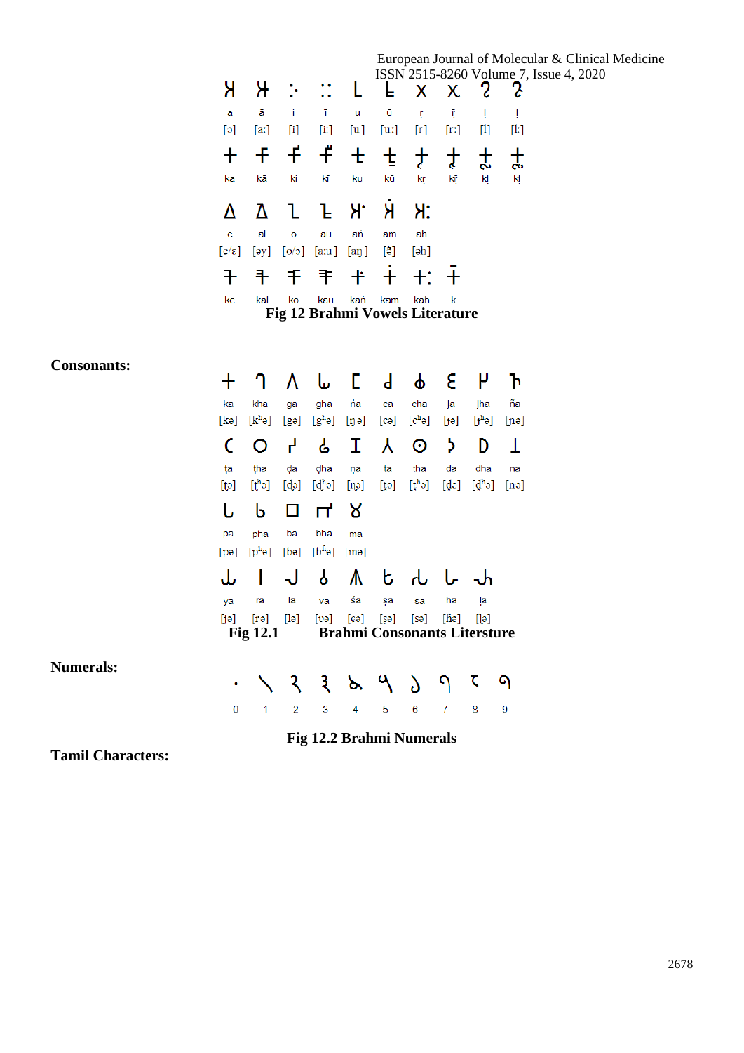| 𑀅 | 𑀆 | 𑀇 | 𑀈 | 𑀉 | 𑀊 | 𑀋 | 𑀌 | 𑀍 | 𑀎 |
|---|---|---|---|---|---|---|---|---|---|
| a | ā | i | ī | u | ū | ṛ | ṝ | ḷ | ḹ |
| [ə] | [aː] | [i] | [iː] | [u] | [uː] | [r] | [rː] | [l] | [lː] |
| 𑀓 | 𑀓𑀸 | 𑀓𑀺 | 𑀓𑀻 | 𑀓𑀼 | 𑀓𑀽 | 𑀓𑀾 | 𑀓𑀿 | 𑀓𑁀 | 𑀓𑁁 |
| ka | kā | ki | kī | ku | kū | kṛ | kṝ | kḷ | kḹ |

| 𑀏 | 𑀐 | 𑀑 | 𑀒 | 𑀅𑀁 | 𑀅𑀂 | 𑀅𑀃 |
|---|---|---|---|---|---|---|
| e | ai | o | au | aṅ | aṃ | aḥ |
| [e/ɛ] | [əy] | [o/ɔ] | [aːu] | [aŋ] | [ə̃] | [əh] |
| 𑀓𑁂 | 𑀓𑁃 | 𑀓𑁄 | 𑀓𑁅 | 𑀓𑀁 | 𑀓𑀂 | 𑀓𑀃 | 𑀓𑁆 |
| ke | kai | ko | kau | kaṅ | kaṃ | kaḥ | k |

**Fig 12 Brahmi Vowels Literature**

**Consonants:**

| 𑀓 | 𑀔 | 𑀕 | 𑀖 | 𑀗 | 𑀘 | 𑀙 | 𑀚 | 𑀛 | 𑀜 |
|---|---|---|---|---|---|---|---|---|---|
| ka | kha | ga | gha | ṅa | ca | cha | ja | jha | ña |
| [kə] | [kʰə] | [gə] | [gʱə] | [ŋə] | [cə] | [cʰə] | [ɟə] | [ɟʱə] | [ɲə] |
| 𑀝 | 𑀞 | 𑀟 | 𑀠 | 𑀡 | 𑀢 | 𑀣 | 𑀤 | 𑀥 | 𑀦 |
| ṭa | ṭha | ḍa | ḍha | ṇa | ta | tha | da | dha | na |
| [ʈə] | [ʈʰə] | [ɖə] | [ɖʱə] | [ɳə] | [t̪ə] | [t̪ʰə] | [d̪ə] | [d̪ʱə] | [nə] |
| 𑀧 | 𑀨 | 𑀩 | 𑀪 | 𑀫 | | | | | |
| pa | pha | ba | bha | ma | | | | | |
| [pə] | [pʰə] | [bə] | [bʱə] | [mə] | | | | | |
| 𑀬 | 𑀭 | 𑀮 | 𑀯 | 𑀰 | 𑀱 | 𑀲 | 𑀳 | 𑀴 | |
| ya | ra | la | va | śa | ṣa | sa | ha | ḷa | |
| [jə] | [rə] | [lə] | [ʋə] | [ɕə] | [ʂə] | [sə] | [ɦə] | [ɭə] | |

**Fig 12.1 Brahmi Consonants Liersture**

**Numerals:**

| 𑁦 | 𑁧 | 𑁨 | 𑁩 | 𑁪 | 𑁫 | 𑁬 | 𑁭 | 𑁮 | 𑁯 |
|---|---|---|---|---|---|---|---|---|---|
| 0 | 1 | 2 | 3 | 4 | 5 | 6 | 7 | 8 | 9 |

**Fig 12.2 Brahmi Numerals**

**Tamil Characters:**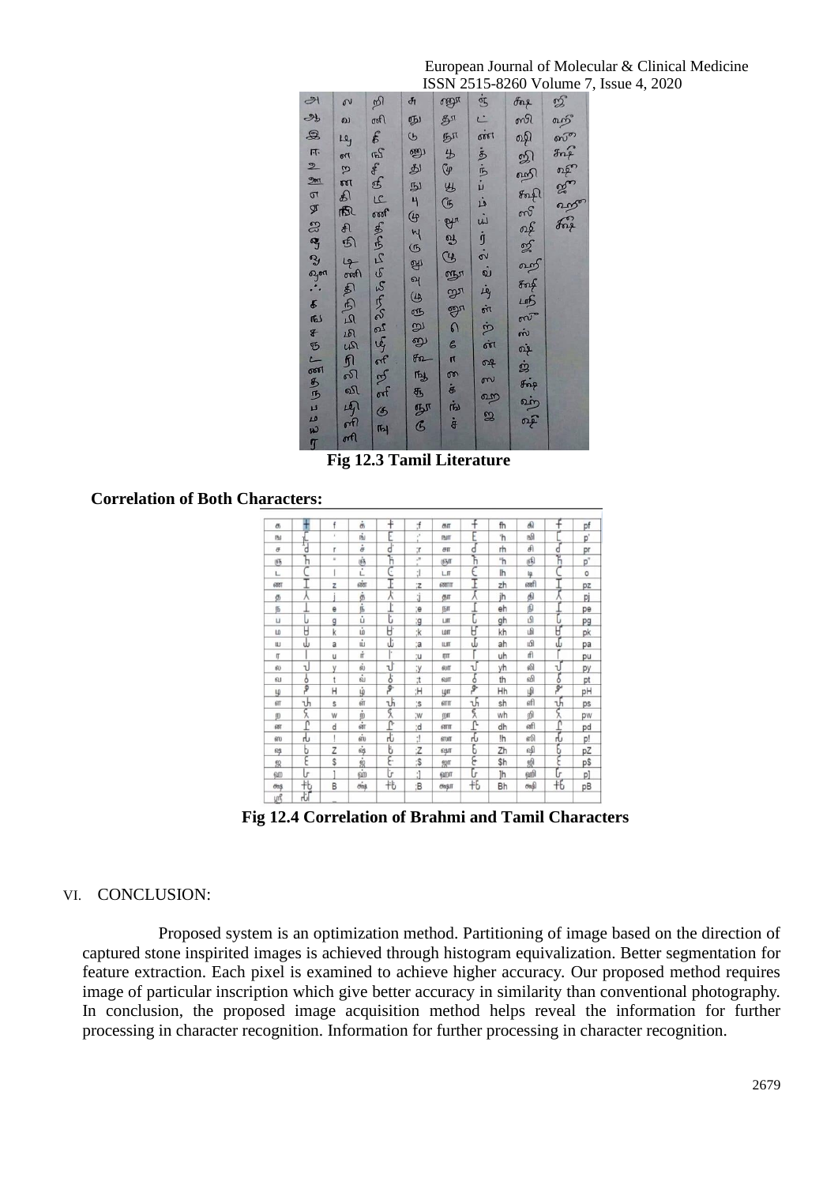Fig 12.3 Tamil Literature

**Correlation of Both Characters:**

Fig 12.4 Correlation of Brahmi and Tamil Characters

## VI. CONCLUSION:

Proposed system is an optimization method. Partitioning of image based on the direction of captured stone inspirited images is achieved through histogram equivalization. Better segmentation for feature extraction. Each pixel is examined to achieve higher accuracy. Our proposed method requires image of particular inscription which give better accuracy in similarity than conventional photography. In conclusion, the proposed image acquisition method helps reveal the information for further processing in character recognition. Information for further processing in character recognition.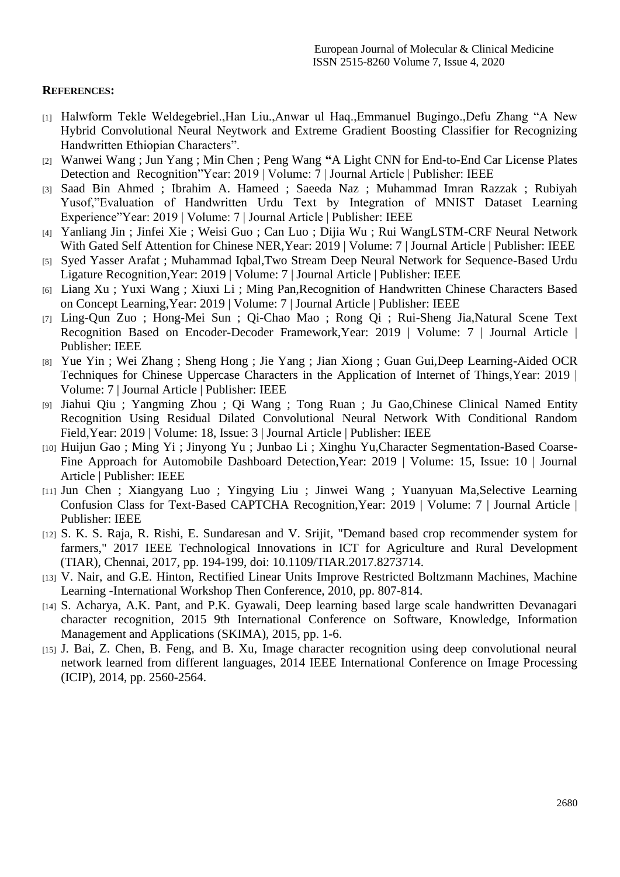## REFERENCES:

[1] Halwform Tekle Weldegebriel.,Han Liu.,Anwar ul Haq.,Emmanuel Bugingo.,Defu Zhang "A New Hybrid Convolutional Neural Neytwork and Extreme Gradient Boosting Classifier for Recognizing Handwritten Ethiopian Characters".

[2] Wanwei Wang ; Jun Yang ; Min Chen ; Peng Wang **"**A Light CNN for End-to-End Car License Plates Detection and Recognition"Year: 2019 | Volume: 7 | Journal Article | Publisher: IEEE

[3] Saad Bin Ahmed ; Ibrahim A. Hameed ; Saeeda Naz ; Muhammad Imran Razzak ; Rubiyah Yusof,"Evaluation of Handwritten Urdu Text by Integration of MNIST Dataset Learning Experience"Year: 2019 | Volume: 7 | Journal Article | Publisher: IEEE

[4] Yanliang Jin ; Jinfei Xie ; Weisi Guo ; Can Luo ; Dijia Wu ; Rui WangLSTM-CRF Neural Network With Gated Self Attention for Chinese NER,Year: 2019 | Volume: 7 | Journal Article | Publisher: IEEE

[5] Syed Yasser Arafat ; Muhammad Iqbal,Two Stream Deep Neural Network for Sequence-Based Urdu Ligature Recognition,Year: 2019 | Volume: 7 | Journal Article | Publisher: IEEE

[6] Liang Xu ; Yuxi Wang ; Xiuxi Li ; Ming Pan,Recognition of Handwritten Chinese Characters Based on Concept Learning,Year: 2019 | Volume: 7 | Journal Article | Publisher: IEEE

[7] Ling-Qun Zuo ; Hong-Mei Sun ; Qi-Chao Mao ; Rong Qi ; Rui-Sheng Jia,Natural Scene Text Recognition Based on Encoder-Decoder Framework,Year: 2019 | Volume: 7 | Journal Article | Publisher: IEEE

[8] Yue Yin ; Wei Zhang ; Sheng Hong ; Jie Yang ; Jian Xiong ; Guan Gui,Deep Learning-Aided OCR Techniques for Chinese Uppercase Characters in the Application of Internet of Things,Year: 2019 | Volume: 7 | Journal Article | Publisher: IEEE

[9] Jiahui Qiu ; Yangming Zhou ; Qi Wang ; Tong Ruan ; Ju Gao,Chinese Clinical Named Entity Recognition Using Residual Dilated Convolutional Neural Network With Conditional Random Field,Year: 2019 | Volume: 18, Issue: 3 | Journal Article | Publisher: IEEE

[10] Huijun Gao ; Ming Yi ; Jinyong Yu ; Junbao Li ; Xinghu Yu,Character Segmentation-Based Coarse-Fine Approach for Automobile Dashboard Detection,Year: 2019 | Volume: 15, Issue: 10 | Journal Article | Publisher: IEEE

[11] Jun Chen ; Xiangyang Luo ; Yingying Liu ; Jinwei Wang ; Yuanyuan Ma,Selective Learning Confusion Class for Text-Based CAPTCHA Recognition,Year: 2019 | Volume: 7 | Journal Article | Publisher: IEEE

[12] S. K. S. Raja, R. Rishi, E. Sundaresan and V. Srijit, "Demand based crop recommender system for farmers," 2017 IEEE Technological Innovations in ICT for Agriculture and Rural Development (TIAR), Chennai, 2017, pp. 194-199, doi: 10.1109/TIAR.2017.8273714.

[13] V. Nair, and G.E. Hinton, Rectified Linear Units Improve Restricted Boltzmann Machines, Machine Learning -International Workshop Then Conference, 2010, pp. 807-814.

[14] S. Acharya, A.K. Pant, and P.K. Gyawali, Deep learning based large scale handwritten Devanagari character recognition, 2015 9th International Conference on Software, Knowledge, Information Management and Applications (SKIMA), 2015, pp. 1-6.

[15] J. Bai, Z. Chen, B. Feng, and B. Xu, Image character recognition using deep convolutional neural network learned from different languages, 2014 IEEE International Conference on Image Processing (ICIP), 2014, pp. 2560-2564.